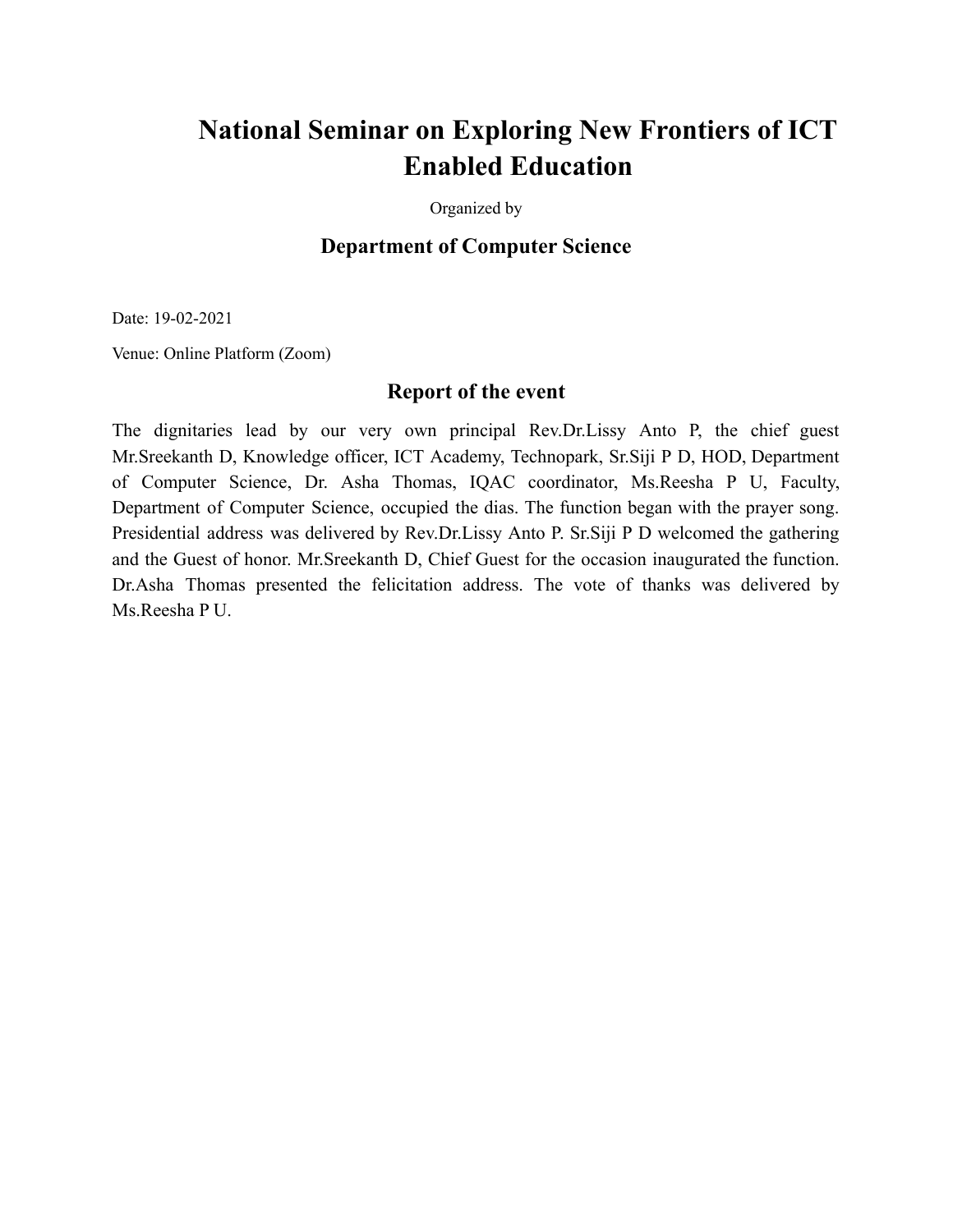# National Seminar on Exploring New Frontiers of ICT Enabled Education

Organized by

## Department of Computer Science

Date: 19-02-2021

Venue: Online Platform (Zoom)

## Report of the event

The dignitaries lead by our very own principal Rev.Dr.Lissy Anto P, the chief guest Mr.Sreekanth D, Knowledge officer, ICT Academy, Technopark, Sr.Siji P D, HOD, Department of Computer Science, Dr. Asha Thomas, IQAC coordinator, Ms.Reesha P U, Faculty, Department of Computer Science, occupied the dias. The function began with the prayer song. Presidential address was delivered by Rev.Dr.Lissy Anto P. Sr.Siji P D welcomed the gathering and the Guest of honor. Mr.Sreekanth D, Chief Guest for the occasion inaugurated the function. Dr.Asha Thomas presented the felicitation address. The vote of thanks was delivered by Ms.Reesha P U.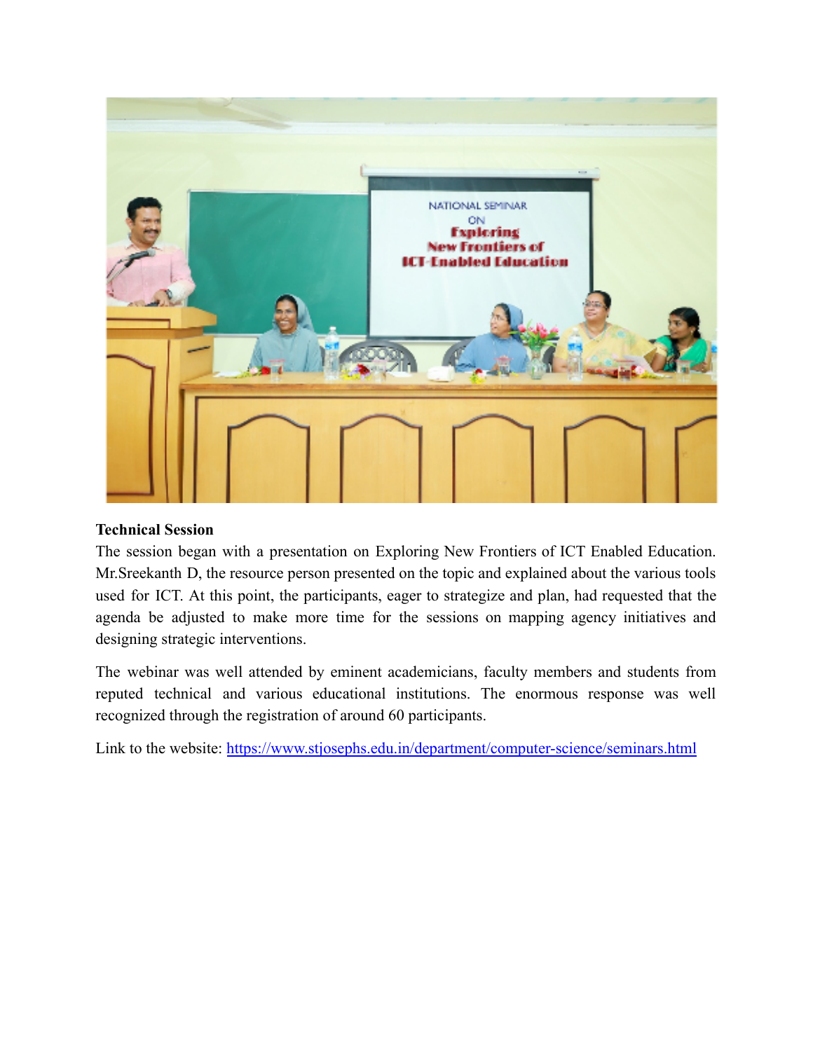**Technical Session**

The session began with a presentation on Exploring New Frontiers of ICT Enabled Education. Mr.Sreekanth D, the resource person presented on the topic and explained about the various tools used for ICT. At this point, the participants, eager to strategize and plan, had requested that the agenda be adjusted to make more time for the sessions on mapping agency initiatives and designing strategic interventions.

The webinar was well attended by eminent academicians, faculty members and students from reputed technical and various educational institutions. The enormous response was well recognized through the registration of around 60 participants.

Link to the website: https://www.stjosephs.edu.in/department/computer-science/seminars.html